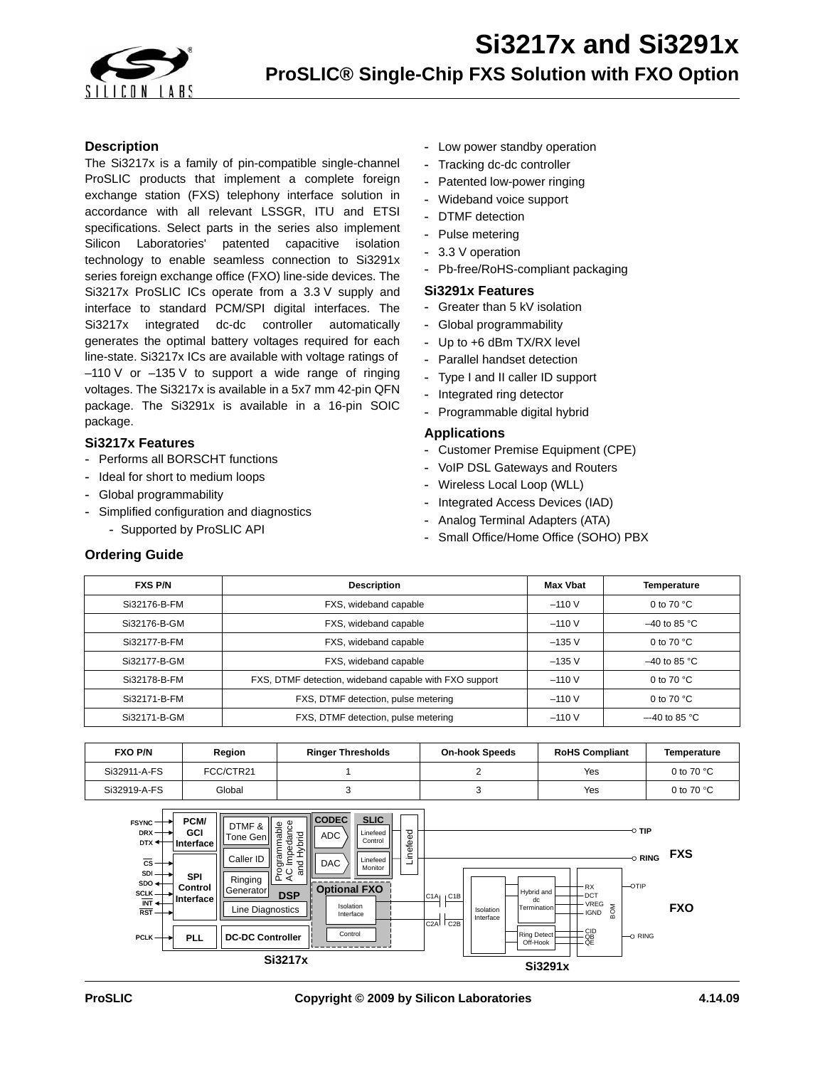# Si3217x and Si3291x

## ProSLIC® Single-Chip FXS Solution with FXO Option

### Description

The Si3217x is a family of pin-compatible single-channel ProSLIC products that implement a complete foreign exchange station (FXS) telephony interface solution in accordance with all relevant LSSGR, ITU and ETSI specifications. Select parts in the series also implement Silicon Laboratories' patented capacitive isolation technology to enable seamless connection to Si3291x series foreign exchange office (FXO) line-side devices. The Si3217x ProSLIC ICs operate from a 3.3 V supply and interface to standard PCM/SPI digital interfaces. The Si3217x integrated dc-dc controller automatically generates the optimal battery voltages required for each line-state. Si3217x ICs are available with voltage ratings of –110 V or –135 V to support a wide range of ringing voltages. The Si3217x is available in a 5x7 mm 42-pin QFN package. The Si3291x is available in a 16-pin SOIC package.

### Si3217x Features

- Performs all BORSCHT functions
- Ideal for short to medium loops
- Global programmability
- Simplified configuration and diagnostics
  - Supported by ProSLIC API
- Low power standby operation
- Tracking dc-dc controller
- Patented low-power ringing
- Wideband voice support
- DTMF detection
- Pulse metering
- 3.3 V operation
- Pb-free/RoHS-compliant packaging

### Si3291x Features

- Greater than 5 kV isolation
- Global programmability
- Up to +6 dBm TX/RX level
- Parallel handset detection
- Type I and II caller ID support
- Integrated ring detector
- Programmable digital hybrid

### Applications

- Customer Premise Equipment (CPE)
- VoIP DSL Gateways and Routers
- Wireless Local Loop (WLL)
- Integrated Access Devices (IAD)
- Analog Terminal Adapters (ATA)
- Small Office/Home Office (SOHO) PBX

### Ordering Guide

| FXS P/N | Description | Max Vbat | Temperature |
|---|---|---|---|
| Si32176-B-FM | FXS, wideband capable | –110 V | 0 to 70 °C |
| Si32176-B-GM | FXS, wideband capable | –110 V | –40 to 85 °C |
| Si32177-B-FM | FXS, wideband capable | –135 V | 0 to 70 °C |
| Si32177-B-GM | FXS, wideband capable | –135 V | –40 to 85 °C |
| Si32178-B-FM | FXS, DTMF detection, wideband capable with FXO support | –110 V | 0 to 70 °C |
| Si32171-B-FM | FXS, DTMF detection, pulse metering | –110 V | 0 to 70 °C |
| Si32171-B-GM | FXS, DTMF detection, pulse metering | –110 V | –-40 to 85 °C |

| FXO P/N | Region | Ringer Thresholds | On-hook Speeds | RoHS Compliant | Temperature |
|---|---|---|---|---|---|
| Si32911-A-FS | FCC/CTR21 | 1 | 2 | Yes | 0 to 70 °C |
| Si32919-A-FS | Global | 3 | 3 | Yes | 0 to 70 °C |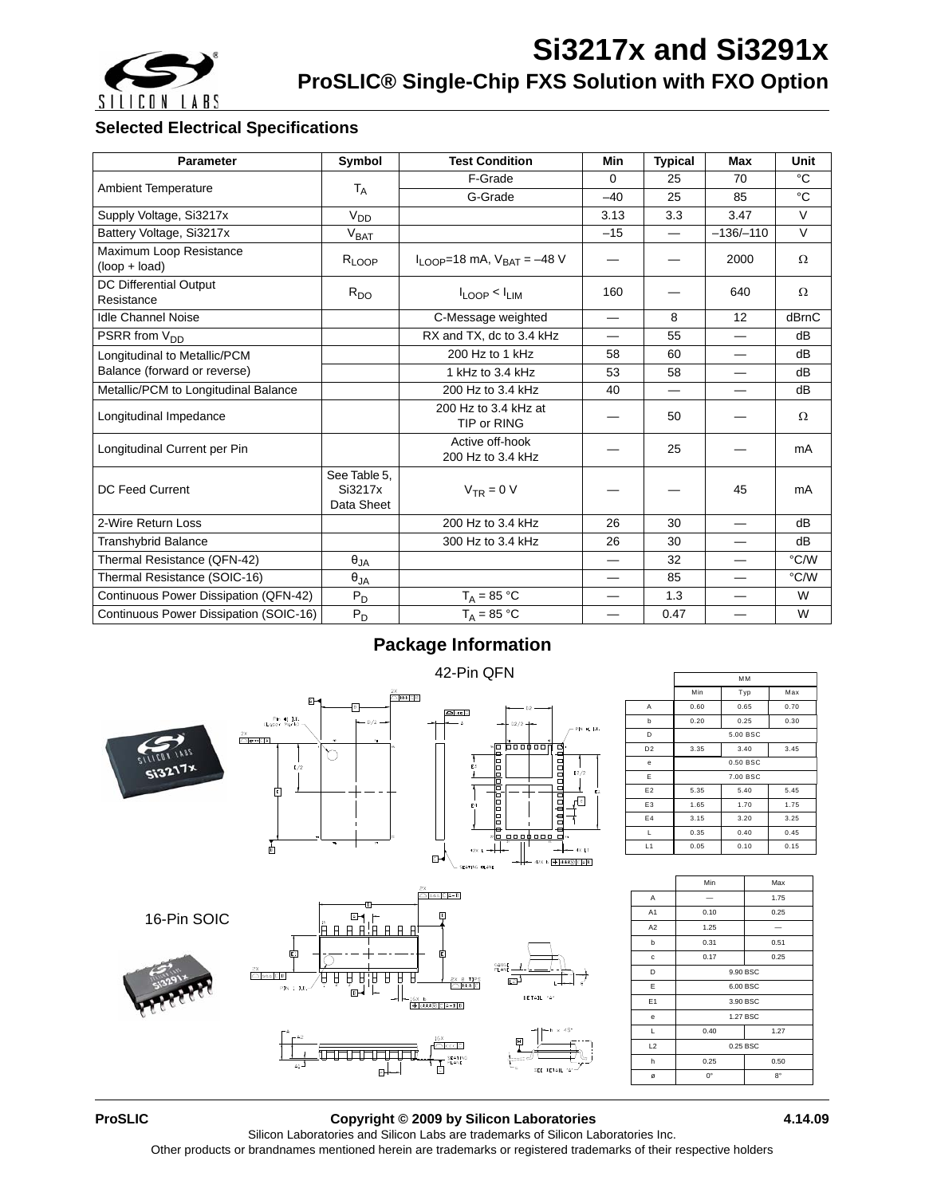# Si3217x and Si3291x

## ProSLIC® Single-Chip FXS Solution with FXO Option

### Selected Electrical Specifications

| Parameter | Symbol | Test Condition | Min | Typical | Max | Unit |
|---|---|---|---|---|---|---|
| Ambient Temperature | $T_A$ | F-Grade | 0 | 25 | 70 | °C |
| | | G-Grade | –40 | 25 | 85 | °C |
| Supply Voltage, Si3217x | $V_{DD}$ | | 3.13 | 3.3 | 3.47 | V |
| Battery Voltage, Si3217x | $V_{BAT}$ | | –15 | — | –136/–110 | V |
| Maximum Loop Resistance (loop + load) | $R_{LOOP}$ | $I_{LOOP}$=18 mA, $V_{BAT}$ = –48 V | — | — | 2000 | Ω |
| DC Differential Output Resistance | $R_{DO}$ | $I_{LOOP}$ < $I_{LIM}$ | 160 | — | 640 | Ω |
| Idle Channel Noise | | C-Message weighted | — | 8 | 12 | dBrnC |
| PSRR from $V_{DD}$ | | RX and TX, dc to 3.4 kHz | — | 55 | — | dB |
| Longitudinal to Metallic/PCM Balance (forward or reverse) | | 200 Hz to 1 kHz | 58 | 60 | — | dB |
| | | 1 kHz to 3.4 kHz | 53 | 58 | — | dB |
| Metallic/PCM to Longitudinal Balance | | 200 Hz to 3.4 kHz | 40 | — | — | dB |
| Longitudinal Impedance | | 200 Hz to 3.4 kHz at TIP or RING | — | 50 | — | Ω |
| Longitudinal Current per Pin | | Active off-hook 200 Hz to 3.4 kHz | — | 25 | — | mA |
| DC Feed Current | See Table 5, Si3217x Data Sheet | $V_{TR}$ = 0 V | — | — | 45 | mA |
| 2-Wire Return Loss | | 200 Hz to 3.4 kHz | 26 | 30 | — | dB |
| Transhybrid Balance | | 300 Hz to 3.4 kHz | 26 | 30 | — | dB |
| Thermal Resistance (QFN-42) | $θ_{JA}$ | | — | 32 | — | °C/W |
| Thermal Resistance (SOIC-16) | $θ_{JA}$ | | — | 85 | — | °C/W |
| Continuous Power Dissipation (QFN-42) | $P_D$ | $T_A$ = 85 °C | — | 1.3 | — | W |
| Continuous Power Dissipation (SOIC-16) | $P_D$ | $T_A$ = 85 °C | — | 0.47 | — | W |

### Package Information

42-Pin QFN

| | MM | | |
|---|---|---|---|
| | Min | Typ | Max |
| A | 0.60 | 0.65 | 0.70 |
| b | 0.20 | 0.25 | 0.30 |
| D | 5.00 BSC | | |
| D2 | 3.35 | 3.40 | 3.45 |
| e | 0.50 BSC | | |
| E | 7.00 BSC | | |
| E2 | 5.35 | 5.40 | 5.45 |
| E3 | 1.65 | 1.70 | 1.75 |
| E4 | 3.15 | 3.20 | 3.25 |
| L | 0.35 | 0.40 | 0.45 |
| L1 | 0.05 | 0.10 | 0.15 |

16-Pin SOIC

| | Min | Max |
|---|---|---|
| A | — | 1.75 |
| A1 | 0.10 | 0.25 |
| A2 | 1.25 | — |
| b | 0.31 | 0.51 |
| c | 0.17 | 0.25 |
| D | 9.90 BSC | |
| E | 6.00 BSC | |
| E1 | 3.90 BSC | |
| e | 1.27 BSC | |
| L | 0.40 | 1.27 |
| L2 | 0.25 BSC | |
| h | 0.25 | 0.50 |
| ø | 0° | 8° |

ProSLIC — Copyright © 2009 by Silicon Laboratories — 4.14.09

Silicon Laboratories and Silicon Labs are trademarks of Silicon Laboratories Inc.
Other products or brandnames mentioned herein are trademarks or registered trademarks of their respective holders